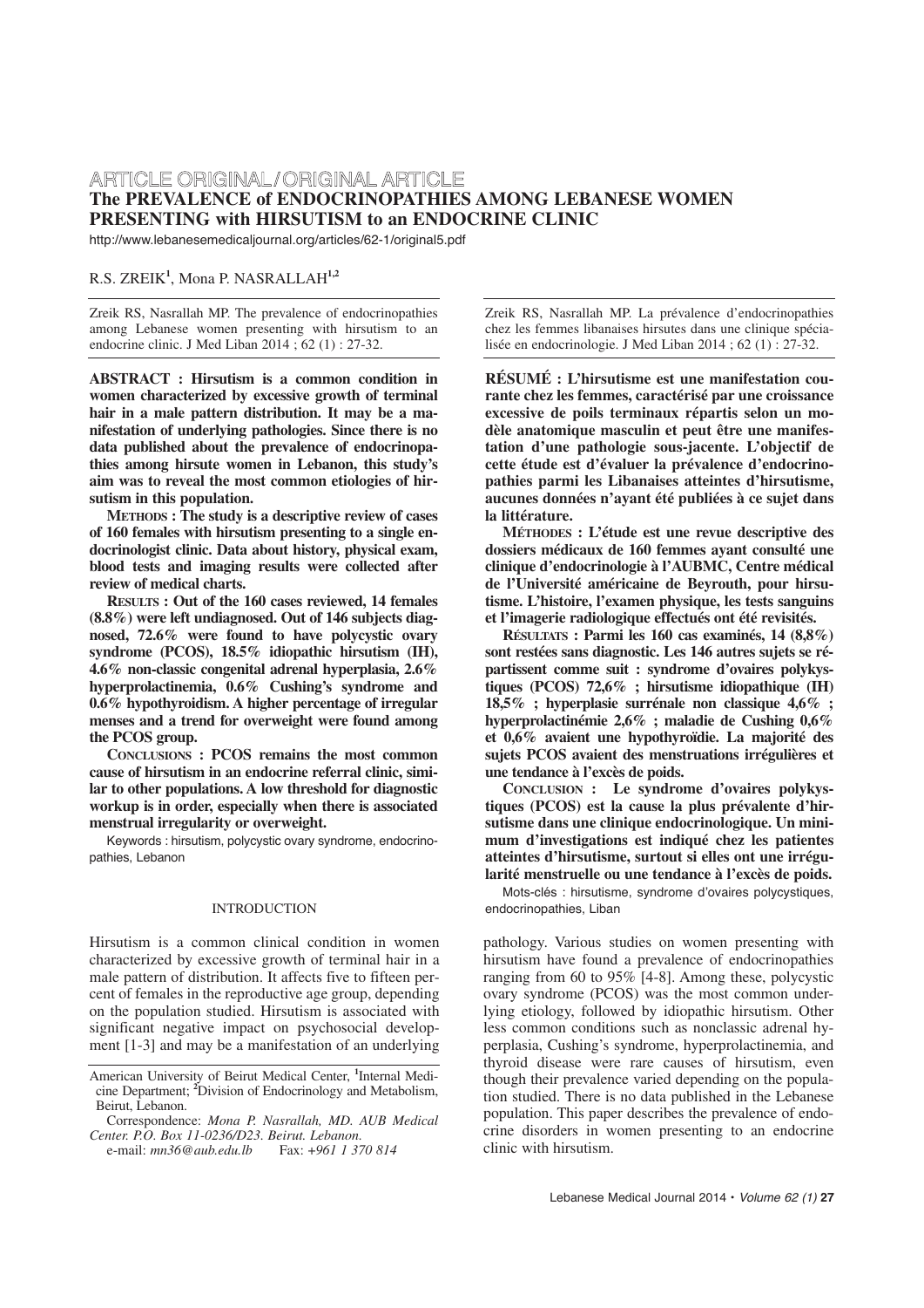ARTICLE ORIGINAL / ORIGINAL ARTICLE

# The PREVALENCE of ENDOCRINOPATHIES AMONG LEBANESE WOMEN PRESENTING with HIRSUTISM to an ENDOCRINE CLINIC

http://www.lebanesemedicaljournal.org/articles/62-1/original5.pdf

R.S. ZREIK[1], Mona P. NASRALLAH[1,2]

Zreik RS, Nasrallah MP. The prevalence of endocrinopathies among Lebanese women presenting with hirsutism to an endocrine clinic. J Med Liban 2014 ; 62 (1) : 27-32.

**ABSTRACT : Hirsutism is a common condition in women characterized by excessive growth of terminal hair in a male pattern distribution. It may be a manifestation of underlying pathologies. Since there is no data published about the prevalence of endocrinopathies among hirsute women in Lebanon, this study's aim was to reveal the most common etiologies of hirsutism in this population.**

**METHODS : The study is a descriptive review of cases of 160 females with hirsutism presenting to a single endocrinologist clinic. Data about history, physical exam, blood tests and imaging results were collected after review of medical charts.**

**RESULTS : Out of the 160 cases reviewed, 14 females (8.8%) were left undiagnosed. Out of 146 subjects diagnosed, 72.6% were found to have polycystic ovary syndrome (PCOS), 18.5% idiopathic hirsutism (IH), 4.6% non-classic congenital adrenal hyperplasia, 2.6% hyperprolactinemia, 0.6% Cushing's syndrome and 0.6% hypothyroidism. A higher percentage of irregular menses and a trend for overweight were found among the PCOS group.**

**CONCLUSIONS : PCOS remains the most common cause of hirsutism in an endocrine referral clinic, similar to other populations. A low threshold for diagnostic workup is in order, especially when there is associated menstrual irregularity or overweight.**

Keywords : hirsutism, polycystic ovary syndrome, endocrinopathies, Lebanon

Zreik RS, Nasrallah MP. La prévalence d'endocrinopathies chez les femmes libanaises hirsutes dans une clinique spécialisée en endocrinologie. J Med Liban 2014 ; 62 (1) : 27-32.

**RÉSUMÉ : L'hirsutisme est une manifestation courante chez les femmes, caractérisé par une croissance excessive de poils terminaux répartis selon un modèle anatomique masculin et peut être une manifestation d'une pathologie sous-jacente. L'objectif de cette étude est d'évaluer la prévalence d'endocrinopathies parmi les Libanaises atteintes d'hirsutisme, aucunes données n'ayant été publiées à ce sujet dans la littérature.**

**MÉTHODES : L'étude est une revue descriptive des dossiers médicaux de 160 femmes ayant consulté une clinique d'endocrinologie à l'AUBMC, Centre médical de l'Université américaine de Beyrouth, pour hirsutisme. L'histoire, l'examen physique, les tests sanguins et l'imagerie radiologique effectués ont été revisités.**

**RÉSULTATS : Parmi les 160 cas examinés, 14 (8,8%) sont restées sans diagnostic. Les 146 autres sujets se répartissent comme suit : syndrome d'ovaires polykystiques (PCOS) 72,6% ; hirsutisme idiopathique (IH) 18,5% ; hyperplasie surrénale non classique 4,6% ; hyperprolactinémie 2,6% ; maladie de Cushing 0,6% et 0,6% avaient une hypothyroïdie. La majorité des sujets PCOS avaient des menstruations irrégulières et une tendance à l'excès de poids.**

**CONCLUSION : Le syndrome d'ovaires polykystiques (PCOS) est la cause la plus prévalente d'hirsutisme dans une clinique endocrinologique. Un minimum d'investigations est indiqué chez les patientes atteintes d'hirsutisme, surtout si elles ont une irrégularité menstruelle ou une tendance à l'excès de poids.**

Mots-clés : hirsutisme, syndrome d'ovaires polycystiques, endocrinopathies, Liban

## INTRODUCTION

Hirsutism is a common clinical condition in women characterized by excessive growth of terminal hair in a male pattern of distribution. It affects five to fifteen percent of females in the reproductive age group, depending on the population studied. Hirsutism is associated with significant negative impact on psychosocial development [1-3] and may be a manifestation of an underlying pathology. Various studies on women presenting with hirsutism have found a prevalence of endocrinopathies ranging from 60 to 95% [4-8]. Among these, polycystic ovary syndrome (PCOS) was the most common underlying etiology, followed by idiopathic hirsutism. Other less common conditions such as nonclassic adrenal hyperplasia, Cushing's syndrome, hyperprolactinemia, and thyroid disease were rare causes of hirsutism, even though their prevalence varied depending on the population studied. There is no data published in the Lebanese population. This paper describes the prevalence of endocrine disorders in women presenting to an endocrine clinic with hirsutism.

American University of Beirut Medical Center, [1]Internal Medicine Department; [2]Division of Endocrinology and Metabolism, Beirut, Lebanon.

Correspondence: *Mona P. Nasrallah, MD. AUB Medical Center. P.O. Box 11-0236/D23. Beirut. Lebanon.*
e-mail: *mn36@aub.edu.lb* Fax: *+961 1 370 814*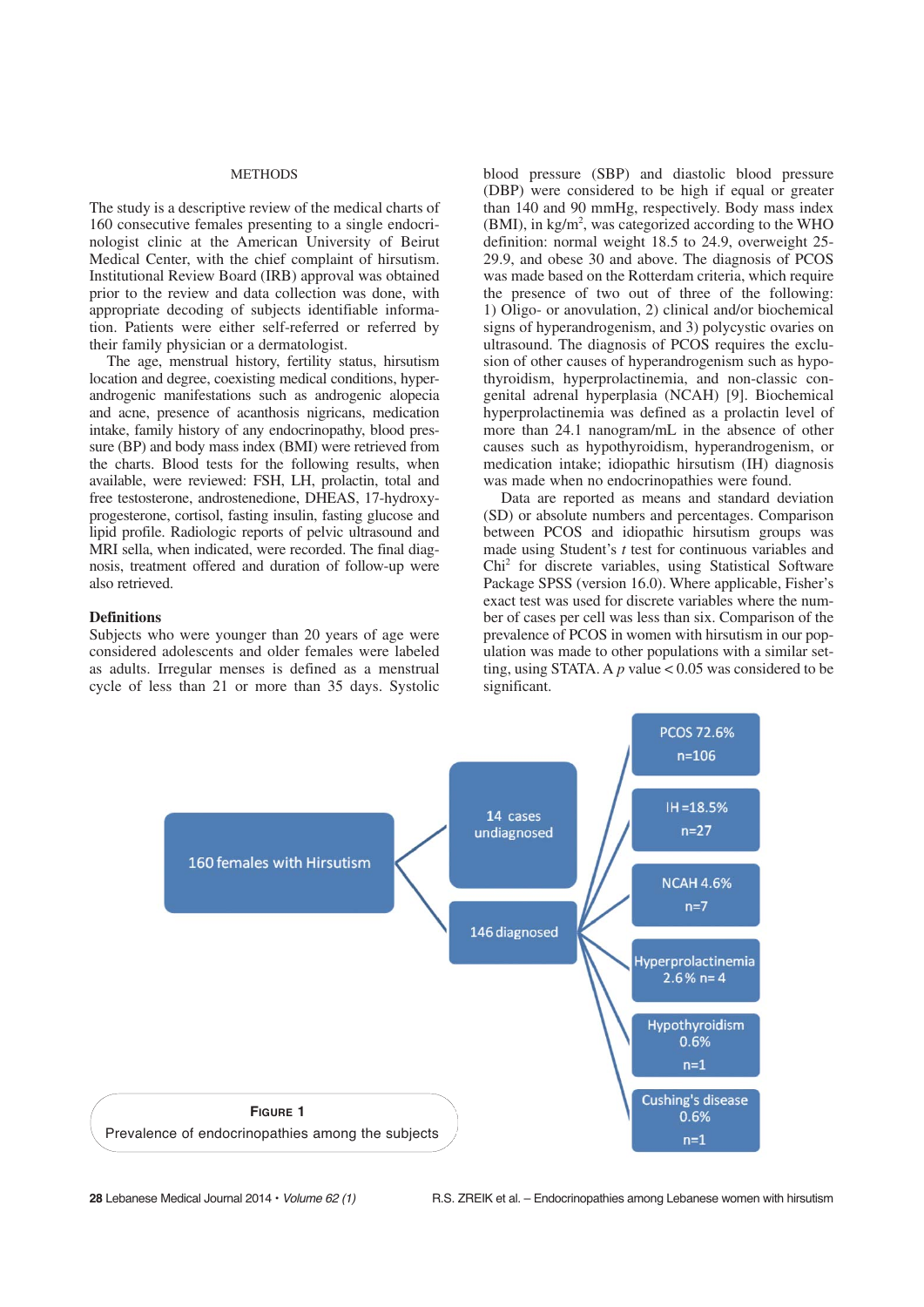## METHODS

The study is a descriptive review of the medical charts of 160 consecutive females presenting to a single endocrinologist clinic at the American University of Beirut Medical Center, with the chief complaint of hirsutism. Institutional Review Board (IRB) approval was obtained prior to the review and data collection was done, with appropriate decoding of subjects identifiable information. Patients were either self-referred or referred by their family physician or a dermatologist.

The age, menstrual history, fertility status, hirsutism location and degree, coexisting medical conditions, hyperandrogenic manifestations such as androgenic alopecia and acne, presence of acanthosis nigricans, medication intake, family history of any endocrinopathy, blood pressure (BP) and body mass index (BMI) were retrieved from the charts. Blood tests for the following results, when available, were reviewed: FSH, LH, prolactin, total and free testosterone, androstenedione, DHEAS, 17-hydroxyprogesterone, cortisol, fasting insulin, fasting glucose and lipid profile. Radiologic reports of pelvic ultrasound and MRI sella, when indicated, were recorded. The final diagnosis, treatment offered and duration of follow-up were also retrieved.

### Definitions

Subjects who were younger than 20 years of age were considered adolescents and older females were labeled as adults. Irregular menses is defined as a menstrual cycle of less than 21 or more than 35 days. Systolic blood pressure (SBP) and diastolic blood pressure (DBP) were considered to be high if equal or greater than 140 and 90 mmHg, respectively. Body mass index (BMI), in kg/m$^2$, was categorized according to the WHO definition: normal weight 18.5 to 24.9, overweight 25-29.9, and obese 30 and above. The diagnosis of PCOS was made based on the Rotterdam criteria, which require the presence of two out of three of the following: 1) Oligo- or anovulation, 2) clinical and/or biochemical signs of hyperandrogenism, and 3) polycystic ovaries on ultrasound. The diagnosis of PCOS requires the exclusion of other causes of hyperandrogenism such as hypothyroidism, hyperprolactinemia, and non-classic congenital adrenal hyperplasia (NCAH) [9]. Biochemical hyperprolactinemia was defined as a prolactin level of more than 24.1 nanogram/mL in the absence of other causes such as hypothyroidism, hyperandrogenism, or medication intake; idiopathic hirsutism (IH) diagnosis was made when no endocrinopathies were found.

Data are reported as means and standard deviation (SD) or absolute numbers and percentages. Comparison between PCOS and idiopathic hirsutism groups was made using Student's *t* test for continuous variables and Chi$^2$ for discrete variables, using Statistical Software Package SPSS (version 16.0). Where applicable, Fisher's exact test was used for discrete variables where the number of cases per cell was less than six. Comparison of the prevalence of PCOS in women with hirsutism in our population was made to other populations with a similar setting, using STATA. A *p* value < 0.05 was considered to be significant.

160 females with Hirsutism → 14 cases undiagnosed; 146 diagnosed

146 diagnosed → PCOS 72.6% n=106; IH =18.5% n=27; NCAH 4.6% n=7; Hyperprolactinemia 2.6% n= 4; Hypothyroidism 0.6% n=1; Cushing's disease 0.6% n=1

**FIGURE 1**
Prevalence of endocrinopathies among the subjects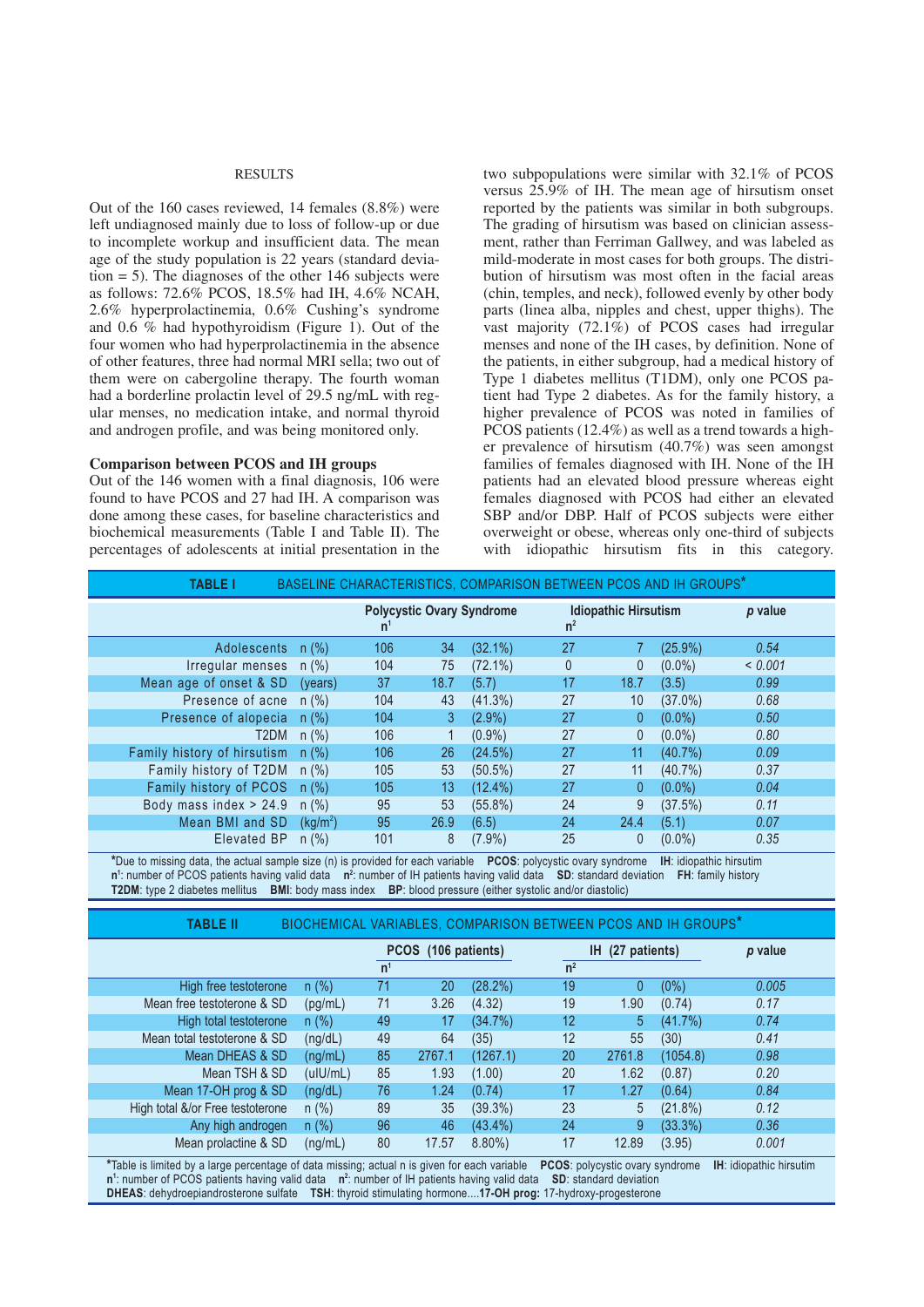## RESULTS

Out of the 160 cases reviewed, 14 females (8.8%) were left undiagnosed mainly due to loss of follow-up or due to incomplete workup and insufficient data. The mean age of the study population is 22 years (standard deviation = 5). The diagnoses of the other 146 subjects were as follows: 72.6% PCOS, 18.5% had IH, 4.6% NCAH, 2.6% hyperprolactinemia, 0.6% Cushing's syndrome and 0.6 % had hypothyroidism (Figure 1). Out of the four women who had hyperprolactinemia in the absence of other features, three had normal MRI sella; two out of them were on cabergoline therapy. The fourth woman had a borderline prolactin level of 29.5 ng/mL with regular menses, no medication intake, and normal thyroid and androgen profile, and was being monitored only.

### Comparison between PCOS and IH groups

Out of the 146 women with a final diagnosis, 106 were found to have PCOS and 27 had IH. A comparison was done among these cases, for baseline characteristics and biochemical measurements (Table I and Table II). The percentages of adolescents at initial presentation in the two subpopulations were similar with 32.1% of PCOS versus 25.9% of IH. The mean age of hirsutism onset reported by the patients was similar in both subgroups. The grading of hirsutism was based on clinician assessment, rather than Ferriman Gallwey, and was labeled as mild-moderate in most cases for both groups. The distribution of hirsutism was most often in the facial areas (chin, temples, and neck), followed evenly by other body parts (linea alba, nipples and chest, upper thighs). The vast majority (72.1%) of PCOS cases had irregular menses and none of the IH cases, by definition. None of the patients, in either subgroup, had a medical history of Type 1 diabetes mellitus (T1DM), only one PCOS patient had Type 2 diabetes. As for the family history, a higher prevalence of PCOS was noted in families of PCOS patients (12.4%) as well as a trend towards a higher prevalence of hirsutism (40.7%) was seen amongst families of females diagnosed with IH. None of the IH patients had an elevated blood pressure whereas eight females diagnosed with PCOS had either an elevated SBP and/or DBP. Half of PCOS subjects were either overweight or obese, whereas only one-third of subjects with idiopathic hirsutism fits in this category.

**TABLE I** BASELINE CHARACTERISTICS, COMPARISON BETWEEN PCOS AND IH GROUPS*

| | | Polycystic Ovary Syndrome | | | Idiopathic Hirsutism | | | p value |
|---|---|---|---|---|---|---|---|---|
| | | n[1] | | | n[2] | | | |
| Adolescents | n (%) | 106 | 34 | (32.1%) | 27 | 7 | (25.9%) | 0.54 |
| Irregular menses | n (%) | 104 | 75 | (72.1%) | 0 | 0 | (0.0%) | < 0.001 |
| Mean age of onset & SD | (years) | 37 | 18.7 | (5.7) | 17 | 18.7 | (3.5) | 0.99 |
| Presence of acne | n (%) | 104 | 43 | (41.3%) | 27 | 10 | (37.0%) | 0.68 |
| Presence of alopecia | n (%) | 104 | 3 | (2.9%) | 27 | 0 | (0.0%) | 0.50 |
| T2DM | n (%) | 106 | 1 | (0.9%) | 27 | 0 | (0.0%) | 0.80 |
| Family history of hirsutism | n (%) | 106 | 26 | (24.5%) | 27 | 11 | (40.7%) | 0.09 |
| Family history of T2DM | n (%) | 105 | 53 | (50.5%) | 27 | 11 | (40.7%) | 0.37 |
| Family history of PCOS | n (%) | 105 | 13 | (12.4%) | 27 | 0 | (0.0%) | 0.04 |
| Body mass index > 24.9 | n (%) | 95 | 53 | (55.8%) | 24 | 9 | (37.5%) | 0.11 |
| Mean BMI and SD | (kg/m$^2$) | 95 | 26.9 | (6.5) | 24 | 24.4 | (5.1) | 0.07 |
| Elevated BP | n (%) | 101 | 8 | (7.9%) | 25 | 0 | (0.0%) | 0.35 |

*Due to missing data, the actual sample size (n) is provided for each variable **PCOS**: polycystic ovary syndrome **IH**: idiopathic hirsutim
**n[1]**: number of PCOS patients having valid data **n[2]**: number of IH patients having valid data **SD**: standard deviation **FH**: family history
**T2DM**: type 2 diabetes mellitus **BMI**: body mass index **BP**: blood pressure (either systolic and/or diastolic)

**TABLE II** BIOCHEMICAL VARIABLES, COMPARISON BETWEEN PCOS AND IH GROUPS*

| | | PCOS (106 patients) | | | IH (27 patients) | | | p value |
|---|---|---|---|---|---|---|---|---|
| | | n[1] | | | n[2] | | | |
| High free testoterone | n (%) | 71 | 20 | (28.2%) | 19 | 0 | (0%) | 0.005 |
| Mean free testoterone & SD | (pg/mL) | 71 | 3.26 | (4.32) | 19 | 1.90 | (0.74) | 0.17 |
| High total testoterone | n (%) | 49 | 17 | (34.7%) | 12 | 5 | (41.7%) | 0.74 |
| Mean total testoterone & SD | (ng/dL) | 49 | 64 | (35) | 12 | 55 | (30) | 0.41 |
| Mean DHEAS & SD | (ng/mL) | 85 | 2767.1 | (1267.1) | 20 | 2761.8 | (1054.8) | 0.98 |
| Mean TSH & SD | (uIU/mL) | 85 | 1.93 | (1.00) | 20 | 1.62 | (0.87) | 0.20 |
| Mean 17-OH prog & SD | (ng/dL) | 76 | 1.24 | (0.74) | 17 | 1.27 | (0.64) | 0.84 |
| High total &/or Free testoterone | n (%) | 89 | 35 | (39.3%) | 23 | 5 | (21.8%) | 0.12 |
| Any high androgen | n (%) | 96 | 46 | (43.4%) | 24 | 9 | (33.3%) | 0.36 |
| Mean prolactine & SD | (ng/mL) | 80 | 17.57 | 8.80%) | 17 | 12.89 | (3.95) | 0.001 |

*Table is limited by a large percentage of data missing; actual n is given for each variable **PCOS**: polycystic ovary syndrome **IH**: idiopathic hirsutim
**n[1]**: number of PCOS patients having valid data **n[2]**: number of IH patients having valid data **SD**: standard deviation
**DHEAS**: dehydroepiandrosterone sulfate **TSH**: thyroid stimulating hormone....**17-OH prog:** 17-hydroxy-progesterone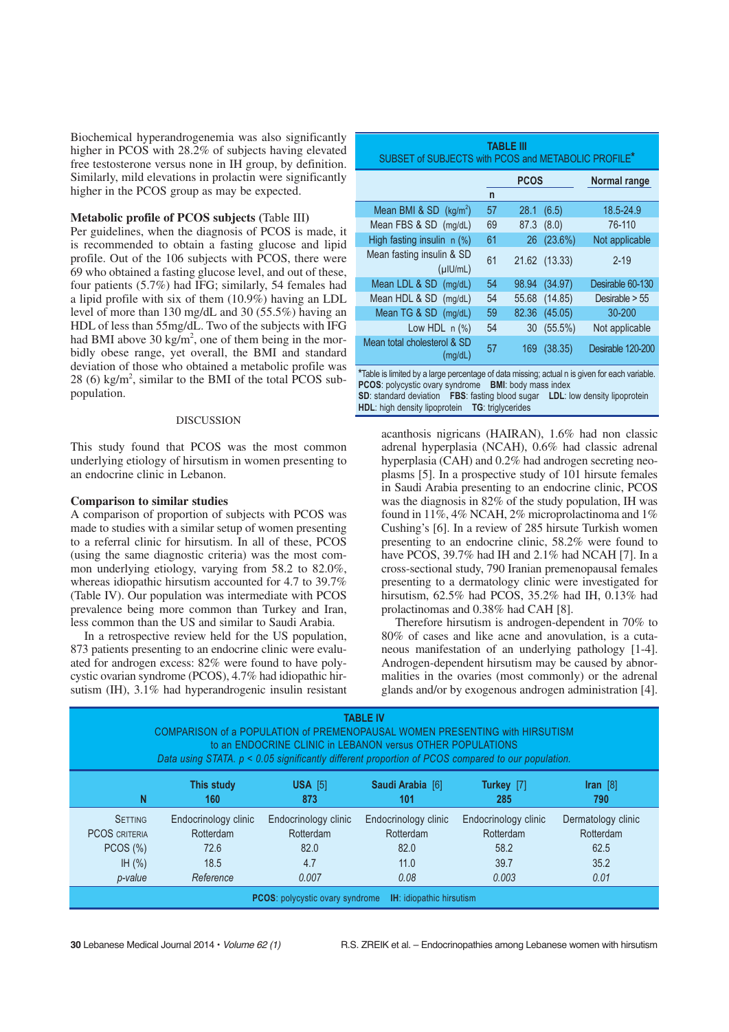Biochemical hyperandrogenemia was also significantly higher in PCOS with 28.2% of subjects having elevated free testosterone versus none in IH group, by definition. Similarly, mild elevations in prolactin were significantly higher in the PCOS group as may be expected.

**Metabolic profile of PCOS subjects** (Table III)

Per guidelines, when the diagnosis of PCOS is made, it is recommended to obtain a fasting glucose and lipid profile. Out of the 106 subjects with PCOS, there were 69 who obtained a fasting glucose level, and out of these, four patients (5.7%) had IFG; similarly, 54 females had a lipid profile with six of them (10.9%) having an LDL level of more than 130 mg/dL and 30 (55.5%) having an HDL of less than 55mg/dL. Two of the subjects with IFG had BMI above 30 kg/m$^2$, one of them being in the morbidly obese range, but the BMI and standard deviation of those who obtained a metabolic profile was 28 (6) kg/m$^2$, similar to the BMI of the total PCOS subpopulation.

**TABLE III**
SUBSET of SUBJECTS with PCOS and METABOLIC PROFILE*

| | PCOS n | PCOS | Normal range |
|---|---|---|---|
| Mean BMI & SD (kg/m$^2$) | 57 | 28.1 (6.5) | 18.5-24.9 |
| Mean FBS & SD (mg/dL) | 69 | 87.3 (8.0) | 76-110 |
| High fasting insulin n (%) | 61 | 26 (23.6%) | Not applicable |
| Mean fasting insulin & SD (μIU/mL) | 61 | 21.62 (13.33) | 2-19 |
| Mean LDL & SD (mg/dL) | 54 | 98.94 (34.97) | Desirable 60-130 |
| Mean HDL & SD (mg/dL) | 54 | 55.68 (14.85) | Desirable > 55 |
| Mean TG & SD (mg/dL) | 59 | 82.36 (45.05) | 30-200 |
| Low HDL n (%) | 54 | 30 (55.5%) | Not applicable |
| Mean total cholesterol & SD (mg/dL) | 57 | 169 (38.35) | Desirable 120-200 |

*Table is limited by a large percentage of data missing; actual n is given for each variable.
**PCOS**: polycystic ovary syndrome **BMI**: body mass index
**SD**: standard deviation **FBS**: fasting blood sugar **LDL**: low density lipoprotein
**HDL**: high density lipoprotein **TG**: triglycerides

## DISCUSSION

This study found that PCOS was the most common underlying etiology of hirsutism in women presenting to an endocrine clinic in Lebanon.

**Comparison to similar studies**

A comparison of proportion of subjects with PCOS was made to studies with a similar setup of women presenting to a referral clinic for hirsutism. In all of these, PCOS (using the same diagnostic criteria) was the most common underlying etiology, varying from 58.2 to 82.0%, whereas idiopathic hirsutism accounted for 4.7 to 39.7% (Table IV). Our population was intermediate with PCOS prevalence being more common than Turkey and Iran, less common than the US and similar to Saudi Arabia.

In a retrospective review held for the US population, 873 patients presenting to an endocrine clinic were evaluated for androgen excess: 82% were found to have polycystic ovarian syndrome (PCOS), 4.7% had idiopathic hirsutism (IH), 3.1% had hyperandrogenic insulin resistant acanthosis nigricans (HAIRAN), 1.6% had non classic adrenal hyperplasia (NCAH), 0.6% had classic adrenal hyperplasia (CAH) and 0.2% had androgen secreting neoplasms [5]. In a prospective study of 101 hirsute females in Saudi Arabia presenting to an endocrine clinic, PCOS was the diagnosis in 82% of the study population, IH was found in 11%, 4% NCAH, 2% microprolactinoma and 1% Cushing's [6]. In a review of 285 hirsute Turkish women presenting to an endocrine clinic, 58.2% were found to have PCOS, 39.7% had IH and 2.1% had NCAH [7]. In a cross-sectional study, 790 Iranian premenopausal females presenting to a dermatology clinic were investigated for hirsutism, 62.5% had PCOS, 35.2% had IH, 0.13% had prolactinomas and 0.38% had CAH [8].

Therefore hirsutism is androgen-dependent in 70% to 80% of cases and like acne and anovulation, is a cutaneous manifestation of an underlying pathology [1-4]. Androgen-dependent hirsutism may be caused by abnormalities in the ovaries (most commonly) or the adrenal glands and/or by exogenous androgen administration [4].

**TABLE IV**
COMPARISON of a POPULATION of PREMENOPAUSAL WOMEN PRESENTING with HIRSUTISM to an ENDOCRINE CLINIC in LEBANON versus OTHER POPULATIONS
*Data using STATA. p < 0.05 significantly different proportion of PCOS compared to our population.*

| | This study | USA [5] | Saudi Arabia [6] | Turkey [7] | Iran [8] |
|---|---|---|---|---|---|
| N | 160 | 873 | 101 | 285 | 790 |
| Setting | Endocrinology clinic | Endocrinology clinic | Endocrinology clinic | Endocrinology clinic | Dermatology clinic |
| PCOS criteria | Rotterdam | Rotterdam | Rotterdam | Rotterdam | Rotterdam |
| PCOS (%) | 72.6 | 82.0 | 82.0 | 58.2 | 62.5 |
| IH (%) | 18.5 | 4.7 | 11.0 | 39.7 | 35.2 |
| *p-value* | *Reference* | *0.007* | *0.08* | *0.003* | *0.01* |

**PCOS**: polycystic ovary syndrome **IH**: idiopathic hirsutism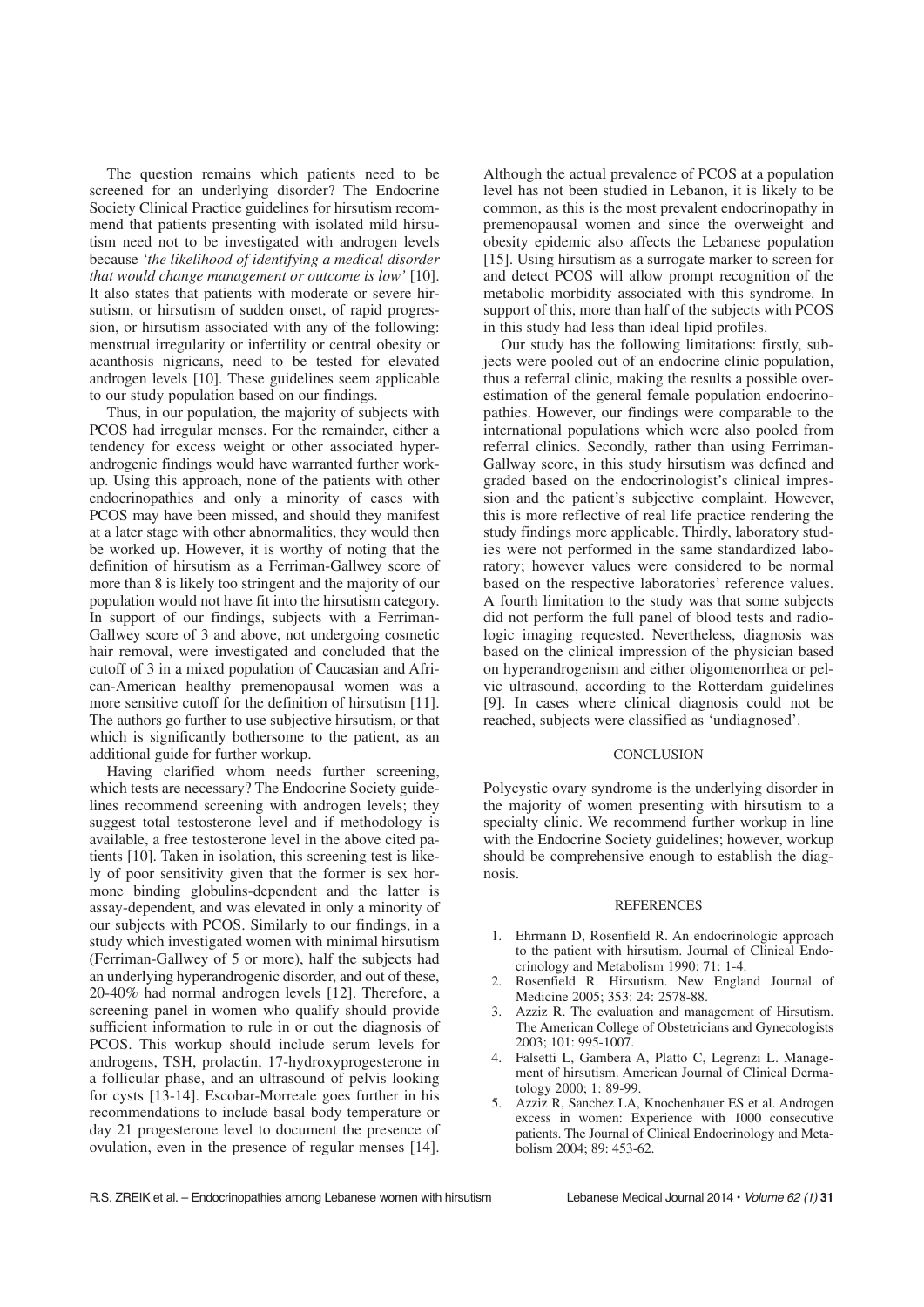The question remains which patients need to be screened for an underlying disorder? The Endocrine Society Clinical Practice guidelines for hirsutism recommend that patients presenting with isolated mild hirsutism need not to be investigated with androgen levels because *'the likelihood of identifying a medical disorder that would change management or outcome is low'* [10]. It also states that patients with moderate or severe hirsutism, or hirsutism of sudden onset, of rapid progression, or hirsutism associated with any of the following: menstrual irregularity or infertility or central obesity or acanthosis nigricans, need to be tested for elevated androgen levels [10]. These guidelines seem applicable to our study population based on our findings.

Thus, in our population, the majority of subjects with PCOS had irregular menses. For the remainder, either a tendency for excess weight or other associated hyperandrogenic findings would have warranted further workup. Using this approach, none of the patients with other endocrinopathies and only a minority of cases with PCOS may have been missed, and should they manifest at a later stage with other abnormalities, they would then be worked up. However, it is worthy of noting that the definition of hirsutism as a Ferriman-Gallwey score of more than 8 is likely too stringent and the majority of our population would not have fit into the hirsutism category. In support of our findings, subjects with a Ferriman-Gallwey score of 3 and above, not undergoing cosmetic hair removal, were investigated and concluded that the cutoff of 3 in a mixed population of Caucasian and African-American healthy premenopausal women was a more sensitive cutoff for the definition of hirsutism [11]. The authors go further to use subjective hirsutism, or that which is significantly bothersome to the patient, as an additional guide for further workup.

Having clarified whom needs further screening, which tests are necessary? The Endocrine Society guidelines recommend screening with androgen levels; they suggest total testosterone level and if methodology is available, a free testosterone level in the above cited patients [10]. Taken in isolation, this screening test is likely of poor sensitivity given that the former is sex hormone binding globulins-dependent and the latter is assay-dependent, and was elevated in only a minority of our subjects with PCOS. Similarly to our findings, in a study which investigated women with minimal hirsutism (Ferriman-Gallwey of 5 or more), half the subjects had an underlying hyperandrogenic disorder, and out of these, 20-40% had normal androgen levels [12]. Therefore, a screening panel in women who qualify should provide sufficient information to rule in or out the diagnosis of PCOS. This workup should include serum levels for androgens, TSH, prolactin, 17-hydroxyprogesterone in a follicular phase, and an ultrasound of pelvis looking for cysts [13-14]. Escobar-Morreale goes further in his recommendations to include basal body temperature or day 21 progesterone level to document the presence of ovulation, even in the presence of regular menses [14]. Although the actual prevalence of PCOS at a population level has not been studied in Lebanon, it is likely to be common, as this is the most prevalent endocrinopathy in premenopausal women and since the overweight and obesity epidemic also affects the Lebanese population [15]. Using hirsutism as a surrogate marker to screen for and detect PCOS will allow prompt recognition of the metabolic morbidity associated with this syndrome. In support of this, more than half of the subjects with PCOS in this study had less than ideal lipid profiles.

Our study has the following limitations: firstly, subjects were pooled out of an endocrine clinic population, thus a referral clinic, making the results a possible overestimation of the general female population endocrinopathies. However, our findings were comparable to the international populations which were also pooled from referral clinics. Secondly, rather than using Ferriman-Gallway score, in this study hirsutism was defined and graded based on the endocrinologist's clinical impression and the patient's subjective complaint. However, this is more reflective of real life practice rendering the study findings more applicable. Thirdly, laboratory studies were not performed in the same standardized laboratory; however values were considered to be normal based on the respective laboratories' reference values. A fourth limitation to the study was that some subjects did not perform the full panel of blood tests and radiologic imaging requested. Nevertheless, diagnosis was based on the clinical impression of the physician based on hyperandrogenism and either oligomenorrhea or pelvic ultrasound, according to the Rotterdam guidelines [9]. In cases where clinical diagnosis could not be reached, subjects were classified as 'undiagnosed'.

## CONCLUSION

Polycystic ovary syndrome is the underlying disorder in the majority of women presenting with hirsutism to a specialty clinic. We recommend further workup in line with the Endocrine Society guidelines; however, workup should be comprehensive enough to establish the diagnosis.

## REFERENCES

1. Ehrmann D, Rosenfield R. An endocrinologic approach to the patient with hirsutism. Journal of Clinical Endocrinology and Metabolism 1990; 71: 1-4.
2. Rosenfield R. Hirsutism. New England Journal of Medicine 2005; 353: 24: 2578-88.
3. Azziz R. The evaluation and management of Hirsutism. The American College of Obstetricians and Gynecologists 2003; 101: 995-1007.
4. Falsetti L, Gambera A, Platto C, Legrenzi L. Management of hirsutism. American Journal of Clinical Dermatology 2000; 1: 89-99.
5. Azziz R, Sanchez LA, Knochenhauer ES et al. Androgen excess in women: Experience with 1000 consecutive patients. The Journal of Clinical Endocrinology and Metabolism 2004; 89: 453-62.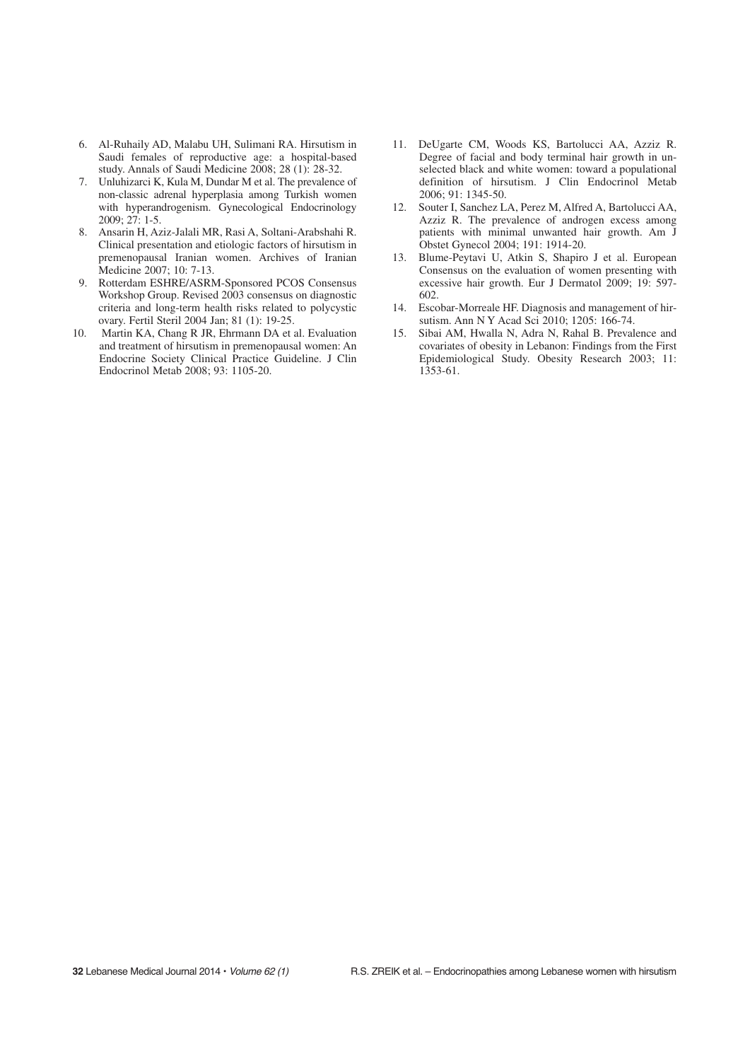6. Al-Ruhaily AD, Malabu UH, Sulimani RA. Hirsutism in Saudi females of reproductive age: a hospital-based study. Annals of Saudi Medicine 2008; 28 (1): 28-32.
7. Unluhizarci K, Kula M, Dundar M et al. The prevalence of non-classic adrenal hyperplasia among Turkish women with hyperandrogenism. Gynecological Endocrinology 2009; 27: 1-5.
8. Ansarin H, Aziz-Jalali MR, Rasi A, Soltani-Arabshahi R. Clinical presentation and etiologic factors of hirsutism in premenopausal Iranian women. Archives of Iranian Medicine 2007; 10: 7-13.
9. Rotterdam ESHRE/ASRM-Sponsored PCOS Consensus Workshop Group. Revised 2003 consensus on diagnostic criteria and long-term health risks related to polycystic ovary. Fertil Steril 2004 Jan; 81 (1): 19-25.
10. Martin KA, Chang R JR, Ehrmann DA et al. Evaluation and treatment of hirsutism in premenopausal women: An Endocrine Society Clinical Practice Guideline. J Clin Endocrinol Metab 2008; 93: 1105-20.
11. DeUgarte CM, Woods KS, Bartolucci AA, Azziz R. Degree of facial and body terminal hair growth in unselected black and white women: toward a populational definition of hirsutism. J Clin Endocrinol Metab 2006; 91: 1345-50.
12. Souter I, Sanchez LA, Perez M, Alfred A, Bartolucci AA, Azziz R. The prevalence of androgen excess among patients with minimal unwanted hair growth. Am J Obstet Gynecol 2004; 191: 1914-20.
13. Blume-Peytavi U, Atkin S, Shapiro J et al. European Consensus on the evaluation of women presenting with excessive hair growth. Eur J Dermatol 2009; 19: 597-602.
14. Escobar-Morreale HF. Diagnosis and management of hirsutism. Ann N Y Acad Sci 2010; 1205: 166-74.
15. Sibai AM, Hwalla N, Adra N, Rahal B. Prevalence and covariates of obesity in Lebanon: Findings from the First Epidemiological Study. Obesity Research 2003; 11: 1353-61.